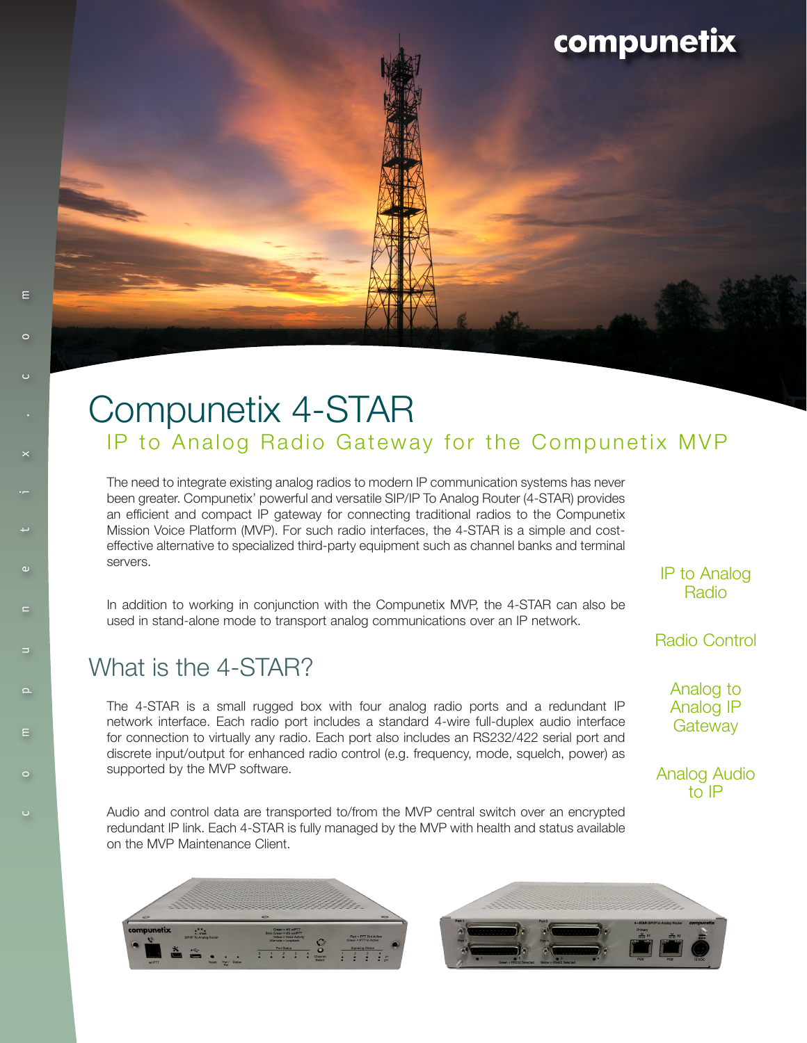# Compunetix 4-STAR

## IP to Analog Radio Gateway for the Compunetix MVP

The need to integrate existing analog radios to modern IP communication systems has never been greater. Compunetix' powerful and versatile SIP/IP To Analog Router (4-STAR) provides an efficient and compact IP gateway for connecting traditional radios to the Compunetix Mission Voice Platform (MVP). For such radio interfaces, the 4-STAR is a simple and cost-effective alternative to specialized third-party equipment such as channel banks and terminal servers.

In addition to working in conjunction with the Compunetix MVP, the 4-STAR can also be used in stand-alone mode to transport analog communications over an IP network.

IP to Analog Radio

Radio Control

Analog to Analog IP Gateway

Analog Audio to IP

## What is the 4-STAR?

The 4-STAR is a small rugged box with four analog radio ports and a redundant IP network interface. Each radio port includes a standard 4-wire full-duplex audio interface for connection to virtually any radio. Each port also includes an RS232/422 serial port and discrete input/output for enhanced radio control (e.g. frequency, mode, squelch, power) as supported by the MVP software.

Audio and control data are transported to/from the MVP central switch over an encrypted redundant IP link. Each 4-STAR is fully managed by the MVP with health and status available on the MVP Maintenance Client.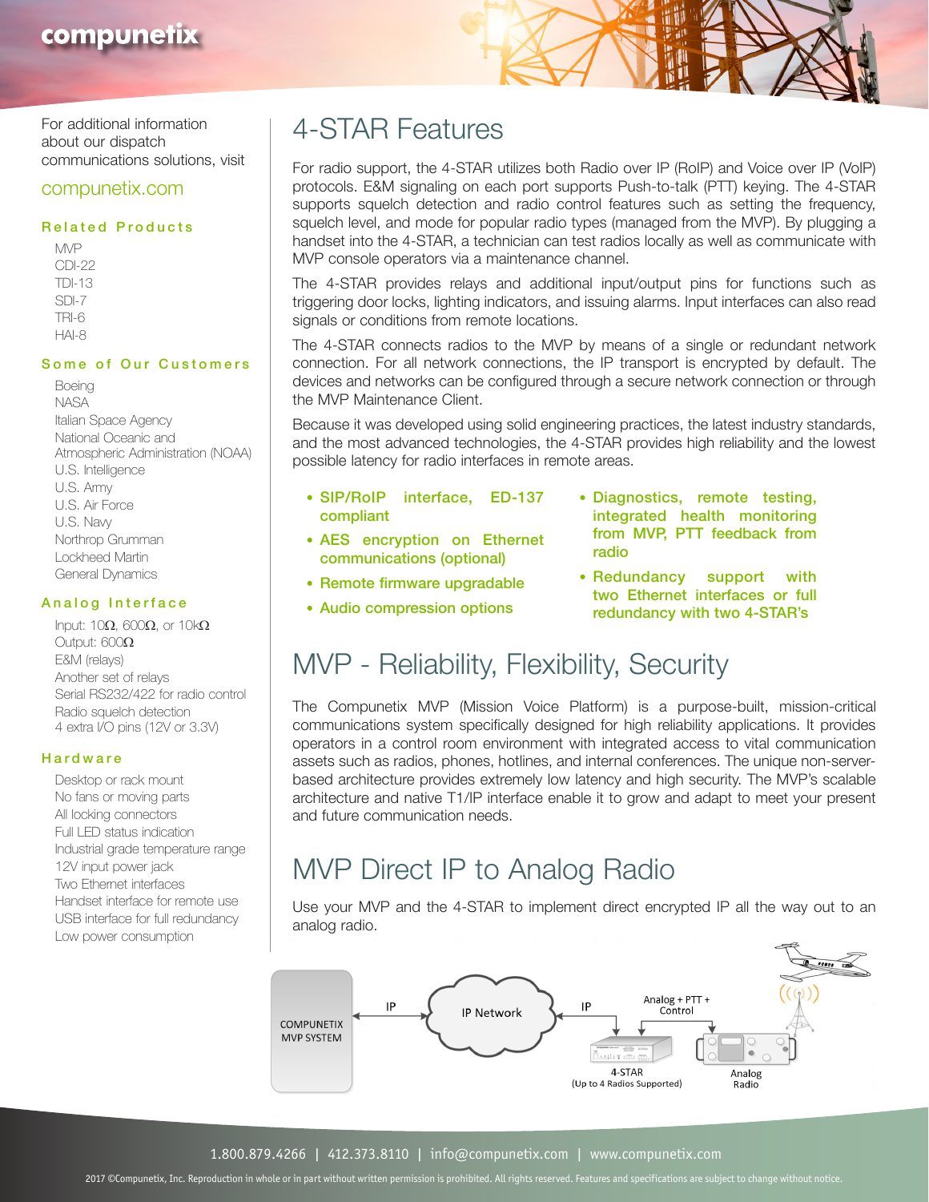# 4-STAR Features

For radio support, the 4-STAR utilizes both Radio over IP (RoIP) and Voice over IP (VoIP) protocols. E&M signaling on each port supports Push-to-talk (PTT) keying. The 4-STAR supports squelch detection and radio control features such as setting the frequency, squelch level, and mode for popular radio types (managed from the MVP). By plugging a handset into the 4-STAR, a technician can test radios locally as well as communicate with MVP console operators via a maintenance channel.

The 4-STAR provides relays and additional input/output pins for functions such as triggering door locks, lighting indicators, and issuing alarms. Input interfaces can also read signals or conditions from remote locations.

The 4-STAR connects radios to the MVP by means of a single or redundant network connection. For all network connections, the IP transport is encrypted by default. The devices and networks can be configured through a secure network connection or through the MVP Maintenance Client.

Because it was developed using solid engineering practices, the latest industry standards, and the most advanced technologies, the 4-STAR provides high reliability and the lowest possible latency for radio interfaces in remote areas.

- **SIP/RoIP interface, ED-137 compliant**
- **AES encryption on Ethernet communications (optional)**
- **Remote firmware upgradable**
- **Audio compression options**
- **Diagnostics, remote testing, integrated health monitoring from MVP, PTT feedback from radio**
- **Redundancy support with two Ethernet interfaces or full redundancy with two 4-STAR's**

# MVP - Reliability, Flexibility, Security

The Compunetix MVP (Mission Voice Platform) is a purpose-built, mission-critical communications system specifically designed for high reliability applications. It provides operators in a control room environment with integrated access to vital communication assets such as radios, phones, hotlines, and internal conferences. The unique non-server-based architecture provides extremely low latency and high security. The MVP's scalable architecture and native T1/IP interface enable it to grow and adapt to meet your present and future communication needs.

# MVP Direct IP to Analog Radio

Use your MVP and the 4-STAR to implement direct encrypted IP all the way out to an analog radio.

COMPUNETIX MVP SYSTEM
IP
IP Network
IP
Analog + PTT + Control
4-STAR
(Up to 4 Radios Supported)
Analog Radio

For additional information about our dispatch communications solutions, visit

compunetix.com

### Related Products

MVP
CDI-22
TDI-13
SDI-7
TRI-6
HAI-8

### Some of Our Customers

Boeing
NASA
Italian Space Agency
National Oceanic and Atmospheric Administration (NOAA)
U.S. Intelligence
U.S. Army
U.S. Air Force
U.S. Navy
Northrop Grumman
Lockheed Martin
General Dynamics

### Analog Interface

Input: 10Ω, 600Ω, or 10kΩ
Output: 600Ω
E&M (relays)
Another set of relays
Serial RS232/422 for radio control
Radio squelch detection
4 extra I/O pins (12V or 3.3V)

### Hardware

Desktop or rack mount
No fans or moving parts
All locking connectors
Full LED status indication
Industrial grade temperature range
12V input power jack
Two Ethernet interfaces
Handset interface for remote use
USB interface for full redundancy
Low power consumption

1.800.879.4266 | 412.373.8110 | info@compunetix.com | www.compunetix.com

2017 ©Compunetix, Inc. Reproduction in whole or in part without written permission is prohibited. All rights reserved. Features and specifications are subject to change without notice.